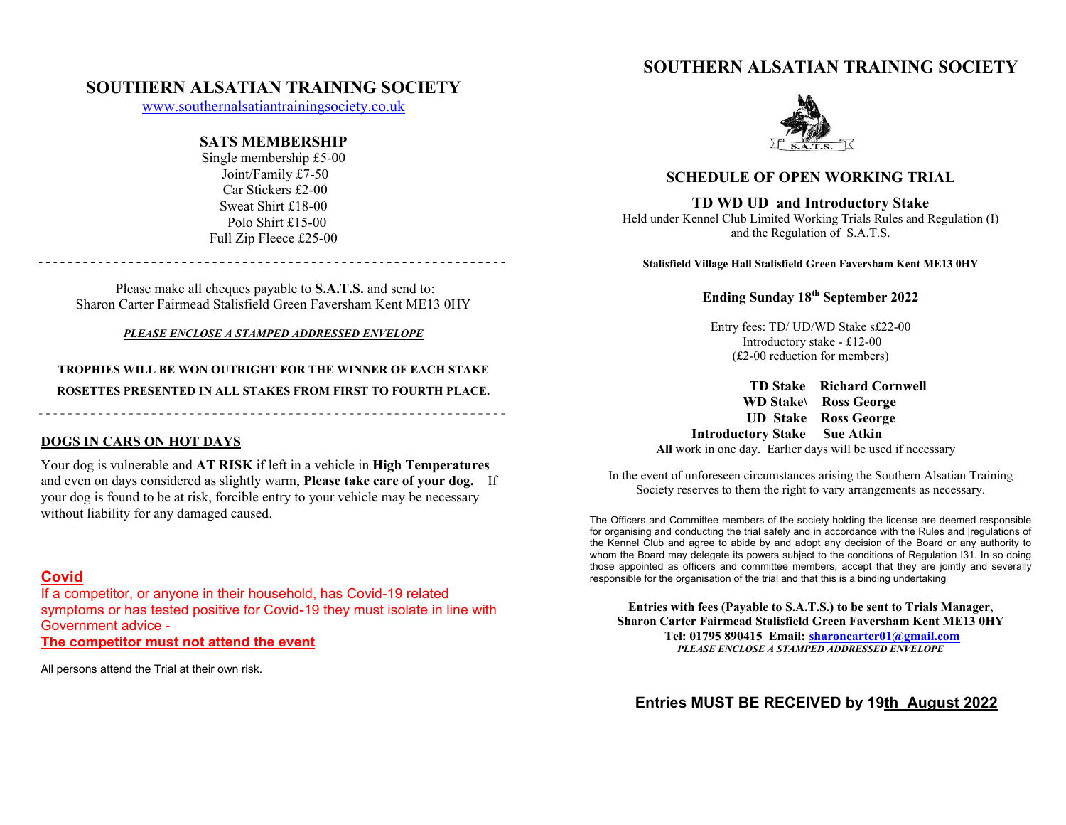# SOUTHERN ALSATIAN TRAINING SOCIETY

www.southernalsatiantrainingsociety.co.uk

## SATS MEMBERSHIP

Single membership £5-00
Joint/Family £7-50
Car Stickers £2-00
Sweat Shirt £18-00
Polo Shirt £15-00
Full Zip Fleece £25-00

---

Please make all cheques payable to **S.A.T.S.** and send to:
Sharon Carter Fairmead Stalisfield Green Faversham Kent ME13 0HY

***PLEASE ENCLOSE A STAMPED ADDRESSED ENVELOPE***

**TROPHIES WILL BE WON OUTRIGHT FOR THE WINNER OF EACH STAKE**

**ROSETTES PRESENTED IN ALL STAKES FROM FIRST TO FOURTH PLACE.**

---

**DOGS IN CARS ON HOT DAYS**

Your dog is vulnerable and **AT RISK** if left in a vehicle in **High Temperatures** and even on days considered as slightly warm, **Please take care of your dog.** If your dog is found to be at risk, forcible entry to your vehicle may be necessary without liability for any damaged caused.

**Covid**

If a competitor, or anyone in their household, has Covid-19 related symptoms or has tested positive for Covid-19 they must isolate in line with Government advice -

**The competitor must not attend the event**

All persons attend the Trial at their own risk.

# SOUTHERN ALSATIAN TRAINING SOCIETY

## SCHEDULE OF OPEN WORKING TRIAL

### TD WD UD and Introductory Stake

Held under Kennel Club Limited Working Trials Rules and Regulation (I) and the Regulation of S.A.T.S.

**Stalisfield Village Hall Stalisfield Green Faversham Kent ME13 0HY**

**Ending Sunday 18th September 2022**

Entry fees: TD/ UD/WD Stake s£22-00
Introductory stake - £12-00
(£2-00 reduction for members)

**TD Stake** **Richard Cornwell**
**WD Stake\** **Ross George**
**UD Stake** **Ross George**
**Introductory Stake** **Sue Atkin**
**All** work in one day. Earlier days will be used if necessary

In the event of unforeseen circumstances arising the Southern Alsatian Training Society reserves to them the right to vary arrangements as necessary.

The Officers and Committee members of the society holding the license are deemed responsible for organising and conducting the trial safely and in accordance with the Rules and |regulations of the Kennel Club and agree to abide by and adopt any decision of the Board or any authority to whom the Board may delegate its powers subject to the conditions of Regulation I31. In so doing those appointed as officers and committee members, accept that they are jointly and severally responsible for the organisation of the trial and that this is a binding undertaking

**Entries with fees (Payable to S.A.T.S.) to be sent to Trials Manager,**
**Sharon Carter Fairmead Stalisfield Green Faversham Kent ME13 0HY**
**Tel: 01795 890415 Email: sharoncarter01@gmail.com**
***PLEASE ENCLOSE A STAMPED ADDRESSED ENVELOPE***

**Entries MUST BE RECEIVED by 19th August 2022**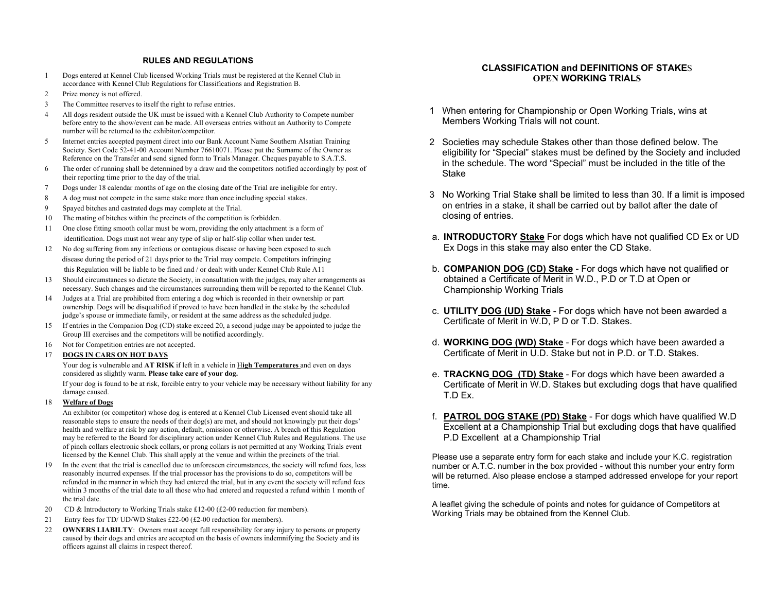## RULES AND REGULATIONS

1. Dogs entered at Kennel Club licensed Working Trials must be registered at the Kennel Club in accordance with Kennel Club Regulations for Classifications and Registration B.
2. Prize money is not offered.
3. The Committee reserves to itself the right to refuse entries.
4. All dogs resident outside the UK must be issued with a Kennel Club Authority to Compete number before entry to the show/event can be made. All overseas entries without an Authority to Compete number will be returned to the exhibitor/competitor.
5. Internet entries accepted payment direct into our Bank Account Name Southern Alsatian Training Society. Sort Code 52-41-00 Account Number 76610071. Please put the Surname of the Owner as Reference on the Transfer and send signed form to Trials Manager. Cheques payable to S.A.T.S.
6. The order of running shall be determined by a draw and the competitors notified accordingly by post of their reporting time prior to the day of the trial.
7. Dogs under 18 calendar months of age on the closing date of the Trial are ineligible for entry.
8. A dog must not compete in the same stake more than once including special stakes.
9. Spayed bitches and castrated dogs may complete at the Trial.
10. The mating of bitches within the precincts of the competition is forbidden.
11. One close fitting smooth collar must be worn, providing the only attachment is a form of identification. Dogs must not wear any type of slip or half-slip collar when under test.
12. No dog suffering from any infectious or contagious disease or having been exposed to such disease during the period of 21 days prior to the Trial may compete. Competitors infringing this Regulation will be liable to be fined and / or dealt with under Kennel Club Rule A11
13. Should circumstances so dictate the Society, in consultation with the judges, may alter arrangements as necessary. Such changes and the circumstances surrounding them will be reported to the Kennel Club.
14. Judges at a Trial are prohibited from entering a dog which is recorded in their ownership or part ownership. Dogs will be disqualified if proved to have been handled in the stake by the scheduled judge's spouse or immediate family, or resident at the same address as the scheduled judge.
15. If entries in the Companion Dog (CD) stake exceed 20, a second judge may be appointed to judge the Group III exercises and the competitors will be notified accordingly.
16. Not for Competition entries are not accepted.
17. **DOGS IN CARS ON HOT DAYS**

    Your dog is vulnerable and **AT RISK** if left in a vehicle in **High Temperatures** and even on days considered as slightly warm. **Please take care of your dog.**

    If your dog is found to be at risk, forcible entry to your vehicle may be necessary without liability for any damage caused.
18. **Welfare of Dogs**

    An exhibitor (or competitor) whose dog is entered at a Kennel Club Licensed event should take all reasonable steps to ensure the needs of their dog(s) are met, and should not knowingly put their dogs' health and welfare at risk by any action, default, omission or otherwise. A breach of this Regulation may be referred to the Board for disciplinary action under Kennel Club Rules and Regulations. The use of pinch collars electronic shock collars, or prong collars is not permitted at any Working Trials event licensed by the Kennel Club. This shall apply at the venue and within the precincts of the trial.
19. In the event that the trial is cancelled due to unforeseen circumstances, the society will refund fees, less reasonably incurred expenses. If the trial processor has the provisions to do so, competitors will be refunded in the manner in which they had entered the trial, but in any event the society will refund fees within 3 months of the trial date to all those who had entered and requested a refund within 1 month of the trial date.
20. CD & Introductory to Working Trials stake £12-00 (£2-00 reduction for members).
21. Entry fees for TD/ UD/WD Stakes £22-00 (£2-00 reduction for members).
22. **OWNERS LIABILTY**: Owners must accept full responsibility for any injury to persons or property caused by their dogs and entries are accepted on the basis of owners indemnifying the Society and its officers against all claims in respect thereof.

## CLASSIFICATION and DEFINITIONS OF STAKES OPEN WORKING TRIALS

1. When entering for Championship or Open Working Trials, wins at Members Working Trials will not count.
2. Societies may schedule Stakes other than those defined below. The eligibility for "Special" stakes must be defined by the Society and included in the schedule. The word "Special" must be included in the title of the Stake
3. No Working Trial Stake shall be limited to less than 30. If a limit is imposed on entries in a stake, it shall be carried out by ballot after the date of closing of entries.

a. **INTRODUCTORY Stake** For dogs which have not qualified CD Ex or UD Ex Dogs in this stake may also enter the CD Stake.

b. **COMPANION DOG (CD) Stake** - For dogs which have not qualified or obtained a Certificate of Merit in W.D., P.D or T.D at Open or Championship Working Trials

c. **UTILITY DOG (UD) Stake** - For dogs which have not been awarded a Certificate of Merit in W.D, P D or T.D. Stakes.

d. **WORKING DOG (WD) Stake** - For dogs which have been awarded a Certificate of Merit in U.D. Stake but not in P.D. or T.D. Stakes.

e. **TRACKNG DOG (TD) Stake** - For dogs which have been awarded a Certificate of Merit in W.D. Stakes but excluding dogs that have qualified T.D Ex.

f. **PATROL DOG STAKE (PD) Stake** - For dogs which have qualified W.D Excellent at a Championship Trial but excluding dogs that have qualified P.D Excellent at a Championship Trial

Please use a separate entry form for each stake and include your K.C. registration number or A.T.C. number in the box provided - without this number your entry form will be returned. Also please enclose a stamped addressed envelope for your report time.

A leaflet giving the schedule of points and notes for guidance of Competitors at Working Trials may be obtained from the Kennel Club.